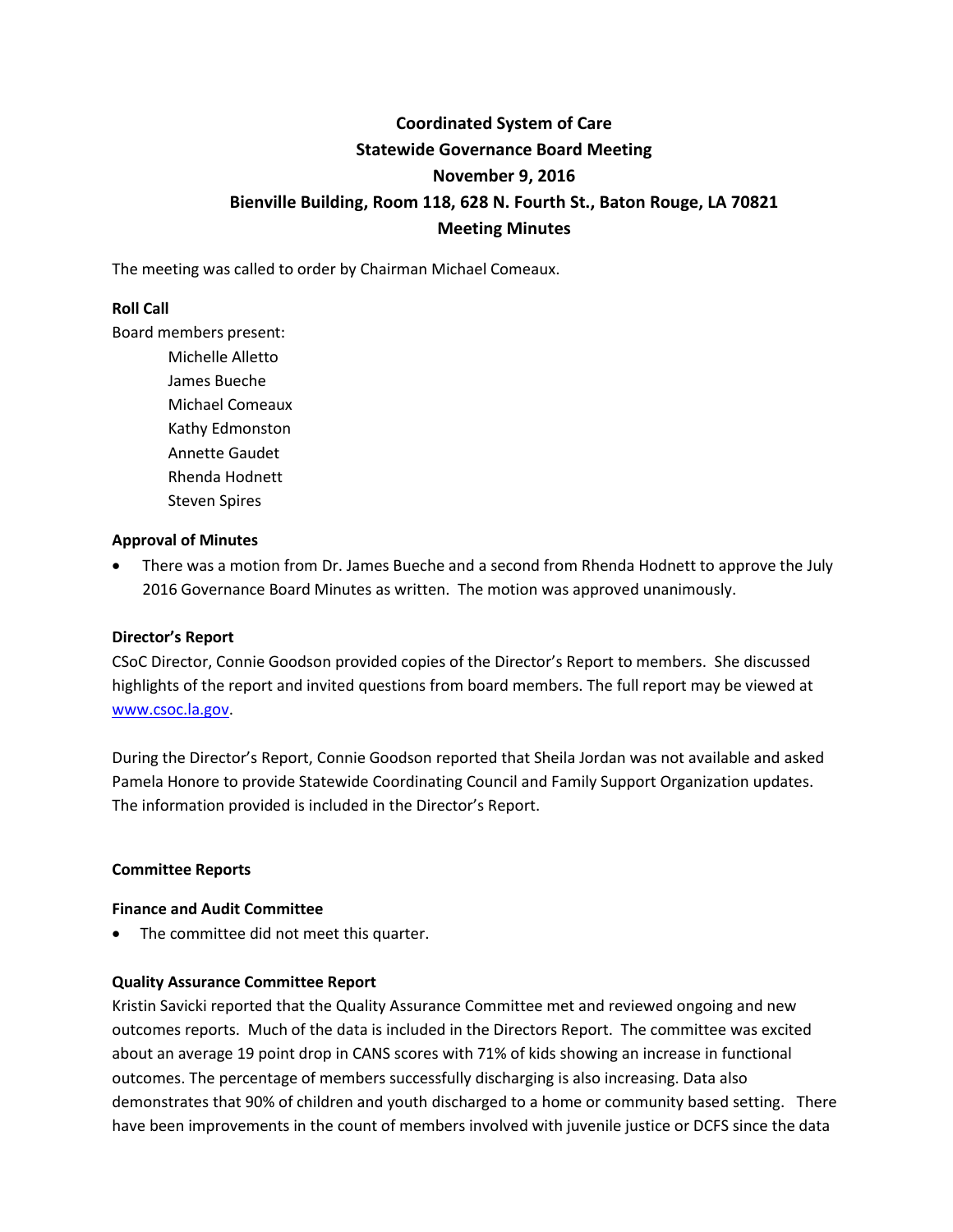# Coordinated System of Care
## Statewide Governance Board Meeting
## November 9, 2016
## Bienville Building, Room 118, 628 N. Fourth St., Baton Rouge, LA 70821
## Meeting Minutes

The meeting was called to order by Chairman Michael Comeaux.

**Roll Call**

Board members present:

- Michelle Alletto
- James Bueche
- Michael Comeaux
- Kathy Edmonston
- Annette Gaudet
- Rhenda Hodnett
- Steven Spires

**Approval of Minutes**

- There was a motion from Dr. James Bueche and a second from Rhenda Hodnett to approve the July 2016 Governance Board Minutes as written. The motion was approved unanimously.

**Director's Report**

CSoC Director, Connie Goodson provided copies of the Director's Report to members. She discussed highlights of the report and invited questions from board members. The full report may be viewed at www.csoc.la.gov.

During the Director's Report, Connie Goodson reported that Sheila Jordan was not available and asked Pamela Honore to provide Statewide Coordinating Council and Family Support Organization updates. The information provided is included in the Director's Report.

**Committee Reports**

**Finance and Audit Committee**

- The committee did not meet this quarter.

**Quality Assurance Committee Report**

Kristin Savicki reported that the Quality Assurance Committee met and reviewed ongoing and new outcomes reports. Much of the data is included in the Directors Report. The committee was excited about an average 19 point drop in CANS scores with 71% of kids showing an increase in functional outcomes. The percentage of members successfully discharging is also increasing. Data also demonstrates that 90% of children and youth discharged to a home or community based setting. There have been improvements in the count of members involved with juvenile justice or DCFS since the data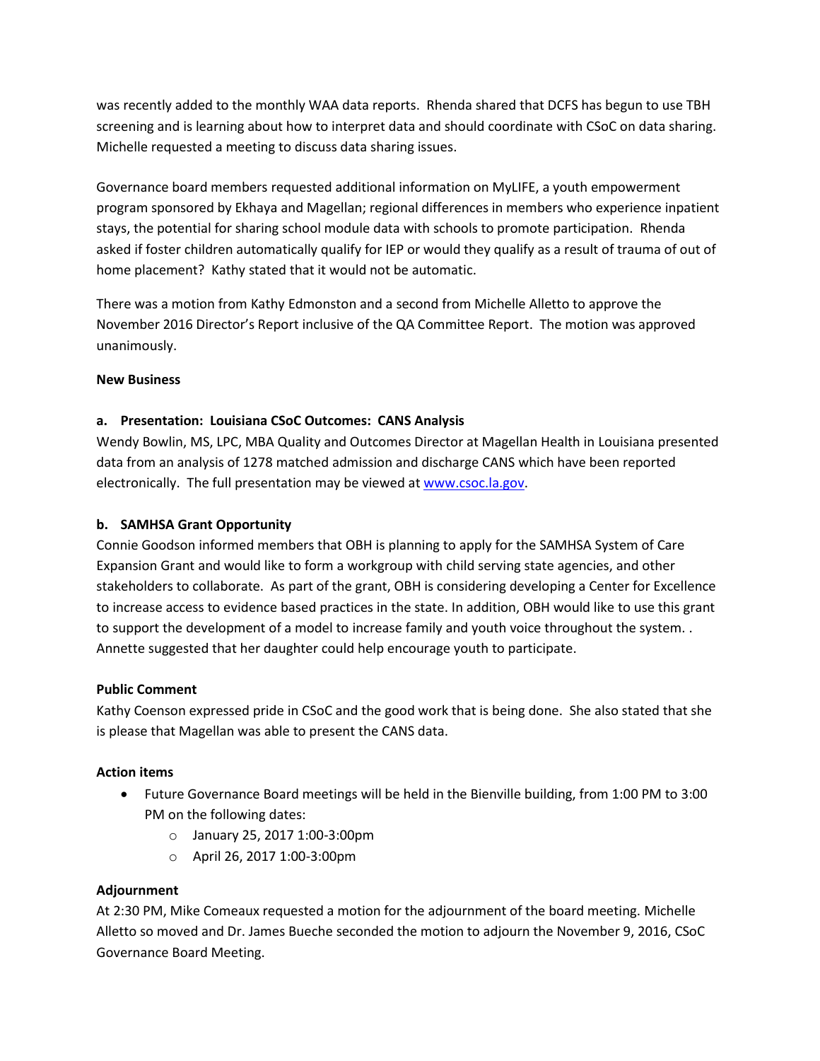was recently added to the monthly WAA data reports. Rhenda shared that DCFS has begun to use TBH screening and is learning about how to interpret data and should coordinate with CSoC on data sharing. Michelle requested a meeting to discuss data sharing issues.

Governance board members requested additional information on MyLIFE, a youth empowerment program sponsored by Ekhaya and Magellan; regional differences in members who experience inpatient stays, the potential for sharing school module data with schools to promote participation. Rhenda asked if foster children automatically qualify for IEP or would they qualify as a result of trauma of out of home placement? Kathy stated that it would not be automatic.

There was a motion from Kathy Edmonston and a second from Michelle Alletto to approve the November 2016 Director's Report inclusive of the QA Committee Report. The motion was approved unanimously.

**New Business**

**a. Presentation: Louisiana CSoC Outcomes: CANS Analysis**

Wendy Bowlin, MS, LPC, MBA Quality and Outcomes Director at Magellan Health in Louisiana presented data from an analysis of 1278 matched admission and discharge CANS which have been reported electronically. The full presentation may be viewed at www.csoc.la.gov.

**b. SAMHSA Grant Opportunity**

Connie Goodson informed members that OBH is planning to apply for the SAMHSA System of Care Expansion Grant and would like to form a workgroup with child serving state agencies, and other stakeholders to collaborate. As part of the grant, OBH is considering developing a Center for Excellence to increase access to evidence based practices in the state. In addition, OBH would like to use this grant to support the development of a model to increase family and youth voice throughout the system. . Annette suggested that her daughter could help encourage youth to participate.

**Public Comment**

Kathy Coenson expressed pride in CSoC and the good work that is being done. She also stated that she is please that Magellan was able to present the CANS data.

**Action items**

- Future Governance Board meetings will be held in the Bienville building, from 1:00 PM to 3:00 PM on the following dates:
  - January 25, 2017 1:00-3:00pm
  - April 26, 2017 1:00-3:00pm

**Adjournment**

At 2:30 PM, Mike Comeaux requested a motion for the adjournment of the board meeting. Michelle Alletto so moved and Dr. James Bueche seconded the motion to adjourn the November 9, 2016, CSoC Governance Board Meeting.